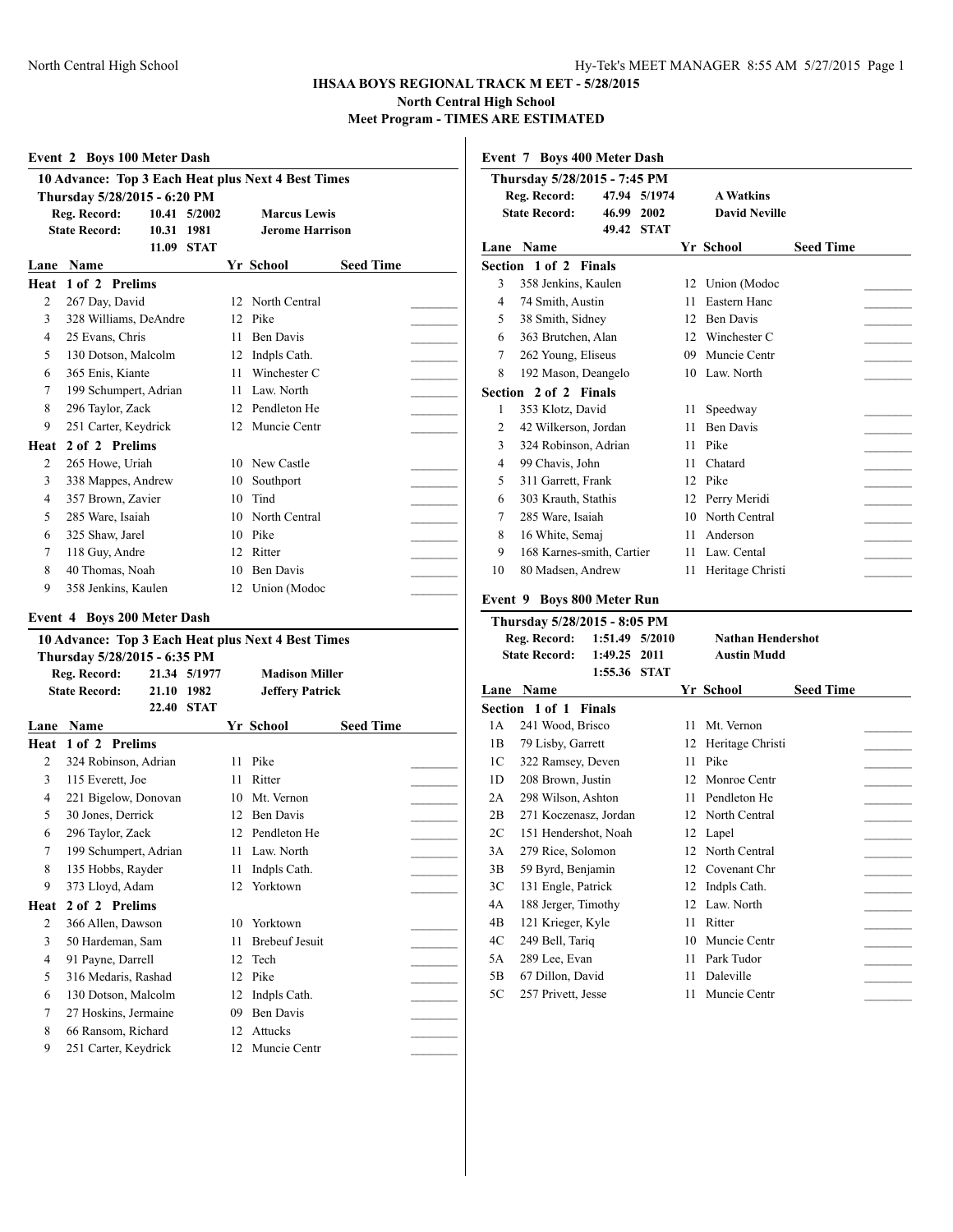# IHSAA BOYS REGIONAL TRACK M EET - 5/28/2015
## North Central High School
## Meet Program - TIMES ARE ESTIMATED

### Event 2 Boys 100 Meter Dash

**10 Advance: Top 3 Each Heat plus Next 4 Best Times**
**Thursday 5/28/2015 - 6:20 PM**

| | | | |
|---|---|---|---|
| Reg. Record: | 10.41 | 5/2002 | Marcus Lewis |
| State Record: | 10.31 | 1981 | Jerome Harrison |
| | 11.09 | STAT | |

| Lane | Name | Yr | School | Seed Time |
|---|---|---|---|---|
| **Heat 1 of 2 Prelims** | | | | |
| 2 | 267 Day, David | 12 | North Central | _______ |
| 3 | 328 Williams, DeAndre | 12 | Pike | _______ |
| 4 | 25 Evans, Chris | 11 | Ben Davis | _______ |
| 5 | 130 Dotson, Malcolm | 12 | Indpls Cath. | _______ |
| 6 | 365 Enis, Kiante | 11 | Winchester C | _______ |
| 7 | 199 Schumpert, Adrian | 11 | Law. North | _______ |
| 8 | 296 Taylor, Zack | 12 | Pendleton He | _______ |
| 9 | 251 Carter, Keydrick | 12 | Muncie Centr | _______ |
| **Heat 2 of 2 Prelims** | | | | |
| 2 | 265 Howe, Uriah | 10 | New Castle | _______ |
| 3 | 338 Mappes, Andrew | 10 | Southport | _______ |
| 4 | 357 Brown, Zavier | 10 | Tind | _______ |
| 5 | 285 Ware, Isaiah | 10 | North Central | _______ |
| 6 | 325 Shaw, Jarel | 10 | Pike | _______ |
| 7 | 118 Guy, Andre | 12 | Ritter | _______ |
| 8 | 40 Thomas, Noah | 10 | Ben Davis | _______ |
| 9 | 358 Jenkins, Kaulen | 12 | Union (Modoc | _______ |

### Event 4 Boys 200 Meter Dash

**10 Advance: Top 3 Each Heat plus Next 4 Best Times**
**Thursday 5/28/2015 - 6:35 PM**

| | | | |
|---|---|---|---|
| Reg. Record: | 21.34 | 5/1977 | Madison Miller |
| State Record: | 21.10 | 1982 | Jeffery Patrick |
| | 22.40 | STAT | |

| Lane | Name | Yr | School | Seed Time |
|---|---|---|---|---|
| **Heat 1 of 2 Prelims** | | | | |
| 2 | 324 Robinson, Adrian | 11 | Pike | _______ |
| 3 | 115 Everett, Joe | 11 | Ritter | _______ |
| 4 | 221 Bigelow, Donovan | 10 | Mt. Vernon | _______ |
| 5 | 30 Jones, Derrick | 12 | Ben Davis | _______ |
| 6 | 296 Taylor, Zack | 12 | Pendleton He | _______ |
| 7 | 199 Schumpert, Adrian | 11 | Law. North | _______ |
| 8 | 135 Hobbs, Rayder | 11 | Indpls Cath. | _______ |
| 9 | 373 Lloyd, Adam | 12 | Yorktown | _______ |
| **Heat 2 of 2 Prelims** | | | | |
| 2 | 366 Allen, Dawson | 10 | Yorktown | _______ |
| 3 | 50 Hardeman, Sam | 11 | Brebeuf Jesuit | _______ |
| 4 | 91 Payne, Darrell | 12 | Tech | _______ |
| 5 | 316 Medaris, Rashad | 12 | Pike | _______ |
| 6 | 130 Dotson, Malcolm | 12 | Indpls Cath. | _______ |
| 7 | 27 Hoskins, Jermaine | 09 | Ben Davis | _______ |
| 8 | 66 Ransom, Richard | 12 | Attucks | _______ |
| 9 | 251 Carter, Keydrick | 12 | Muncie Centr | _______ |

### Event 7 Boys 400 Meter Dash

**Thursday 5/28/2015 - 7:45 PM**

| | | | |
|---|---|---|---|
| Reg. Record: | 47.94 | 5/1974 | A Watkins |
| State Record: | 46.99 | 2002 | David Neville |
| | 49.42 | STAT | |

| Lane | Name | Yr | School | Seed Time |
|---|---|---|---|---|
| **Section 1 of 2 Finals** | | | | |
| 3 | 358 Jenkins, Kaulen | 12 | Union (Modoc | _______ |
| 4 | 74 Smith, Austin | 11 | Eastern Hanc | _______ |
| 5 | 38 Smith, Sidney | 12 | Ben Davis | _______ |
| 6 | 363 Brutchen, Alan | 12 | Winchester C | _______ |
| 7 | 262 Young, Eliseus | 09 | Muncie Centr | _______ |
| 8 | 192 Mason, Deangelo | 10 | Law. North | _______ |
| **Section 2 of 2 Finals** | | | | |
| 1 | 353 Klotz, David | 11 | Speedway | _______ |
| 2 | 42 Wilkerson, Jordan | 11 | Ben Davis | _______ |
| 3 | 324 Robinson, Adrian | 11 | Pike | _______ |
| 4 | 99 Chavis, John | 11 | Chatard | _______ |
| 5 | 311 Garrett, Frank | 12 | Pike | _______ |
| 6 | 303 Krauth, Stathis | 12 | Perry Meridi | _______ |
| 7 | 285 Ware, Isaiah | 10 | North Central | _______ |
| 8 | 16 White, Semaj | 11 | Anderson | _______ |
| 9 | 168 Karnes-smith, Cartier | 11 | Law. Cental | _______ |
| 10 | 80 Madsen, Andrew | 11 | Heritage Christi | _______ |

### Event 9 Boys 800 Meter Run

**Thursday 5/28/2015 - 8:05 PM**

| | | | |
|---|---|---|---|
| Reg. Record: | 1:51.49 | 5/2010 | Nathan Hendershot |
| State Record: | 1:49.25 | 2011 | Austin Mudd |
| | 1:55.36 | STAT | |

| Lane | Name | Yr | School | Seed Time |
|---|---|---|---|---|
| **Section 1 of 1 Finals** | | | | |
| 1A | 241 Wood, Brisco | 11 | Mt. Vernon | _______ |
| 1B | 79 Lisby, Garrett | 12 | Heritage Christi | _______ |
| 1C | 322 Ramsey, Deven | 11 | Pike | _______ |
| 1D | 208 Brown, Justin | 12 | Monroe Centr | _______ |
| 2A | 298 Wilson, Ashton | 11 | Pendleton He | _______ |
| 2B | 271 Koczenasz, Jordan | 12 | North Central | _______ |
| 2C | 151 Hendershot, Noah | 12 | Lapel | _______ |
| 3A | 279 Rice, Solomon | 12 | North Central | _______ |
| 3B | 59 Byrd, Benjamin | 12 | Covenant Chr | _______ |
| 3C | 131 Engle, Patrick | 12 | Indpls Cath. | _______ |
| 4A | 188 Jerger, Timothy | 12 | Law. North | _______ |
| 4B | 121 Krieger, Kyle | 11 | Ritter | _______ |
| 4C | 249 Bell, Tariq | 10 | Muncie Centr | _______ |
| 5A | 289 Lee, Evan | 11 | Park Tudor | _______ |
| 5B | 67 Dillon, David | 11 | Daleville | _______ |
| 5C | 257 Privett, Jesse | 11 | Muncie Centr | _______ |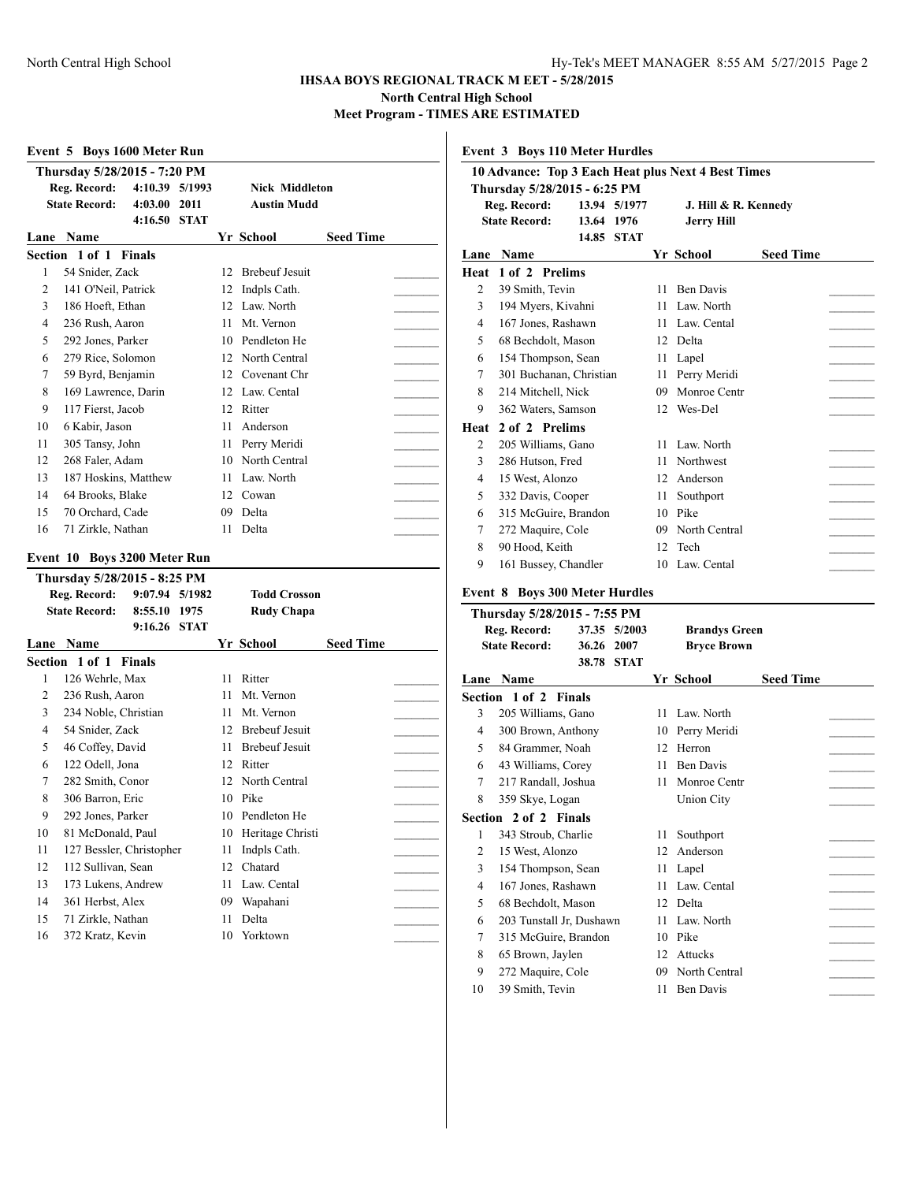# IHSAA BOYS REGIONAL TRACK MEET - 5/28/2015

## North Central High School

## Meet Program - TIMES ARE ESTIMATED

### Event 5 Boys 1600 Meter Run

**Thursday 5/28/2015 - 7:20 PM**

| | | | |
|---|---|---|---|
| Reg. Record: | 4:10.39 | 5/1993 | Nick Middleton |
| State Record: | 4:03.00 | 2011 | Austin Mudd |
| | 4:16.50 | STAT | |

| Lane | Name | Yr | School | Seed Time |
|---|---|---|---|---|
| **Section 1 of 1 Finals** | | | | |
| 1 | 54 Snider, Zack | 12 | Brebeuf Jesuit | _______ |
| 2 | 141 O'Neil, Patrick | 12 | Indpls Cath. | _______ |
| 3 | 186 Hoeft, Ethan | 12 | Law. North | _______ |
| 4 | 236 Rush, Aaron | 11 | Mt. Vernon | _______ |
| 5 | 292 Jones, Parker | 10 | Pendleton He | _______ |
| 6 | 279 Rice, Solomon | 12 | North Central | _______ |
| 7 | 59 Byrd, Benjamin | 12 | Covenant Chr | _______ |
| 8 | 169 Lawrence, Darin | 12 | Law. Cental | _______ |
| 9 | 117 Fierst, Jacob | 12 | Ritter | _______ |
| 10 | 6 Kabir, Jason | 11 | Anderson | _______ |
| 11 | 305 Tansy, John | 11 | Perry Meridi | _______ |
| 12 | 268 Faler, Adam | 10 | North Central | _______ |
| 13 | 187 Hoskins, Matthew | 11 | Law. North | _______ |
| 14 | 64 Brooks, Blake | 12 | Cowan | _______ |
| 15 | 70 Orchard, Cade | 09 | Delta | _______ |
| 16 | 71 Zirkle, Nathan | 11 | Delta | _______ |

### Event 10 Boys 3200 Meter Run

**Thursday 5/28/2015 - 8:25 PM**

| | | | |
|---|---|---|---|
| Reg. Record: | 9:07.94 | 5/1982 | Todd Crosson |
| State Record: | 8:55.10 | 1975 | Rudy Chapa |
| | 9:16.26 | STAT | |

| Lane | Name | Yr | School | Seed Time |
|---|---|---|---|---|
| **Section 1 of 1 Finals** | | | | |
| 1 | 126 Wehrle, Max | 11 | Ritter | _______ |
| 2 | 236 Rush, Aaron | 11 | Mt. Vernon | _______ |
| 3 | 234 Noble, Christian | 11 | Mt. Vernon | _______ |
| 4 | 54 Snider, Zack | 12 | Brebeuf Jesuit | _______ |
| 5 | 46 Coffey, David | 11 | Brebeuf Jesuit | _______ |
| 6 | 122 Odell, Jona | 12 | Ritter | _______ |
| 7 | 282 Smith, Conor | 12 | North Central | _______ |
| 8 | 306 Barron, Eric | 10 | Pike | _______ |
| 9 | 292 Jones, Parker | 10 | Pendleton He | _______ |
| 10 | 81 McDonald, Paul | 10 | Heritage Christi | _______ |
| 11 | 127 Bessler, Christopher | 11 | Indpls Cath. | _______ |
| 12 | 112 Sullivan, Sean | 12 | Chatard | _______ |
| 13 | 173 Lukens, Andrew | 11 | Law. Cental | _______ |
| 14 | 361 Herbst, Alex | 09 | Wapahani | _______ |
| 15 | 71 Zirkle, Nathan | 11 | Delta | _______ |
| 16 | 372 Kratz, Kevin | 10 | Yorktown | _______ |

### Event 3 Boys 110 Meter Hurdles

**10 Advance: Top 3 Each Heat plus Next 4 Best Times**

**Thursday 5/28/2015 - 6:25 PM**

| | | | |
|---|---|---|---|
| Reg. Record: | 13.94 | 5/1977 | J. Hill & R. Kennedy |
| State Record: | 13.64 | 1976 | Jerry Hill |
| | 14.85 | STAT | |

| Lane | Name | Yr | School | Seed Time |
|---|---|---|---|---|
| **Heat 1 of 2 Prelims** | | | | |
| 2 | 39 Smith, Tevin | 11 | Ben Davis | _______ |
| 3 | 194 Myers, Kivahni | 11 | Law. North | _______ |
| 4 | 167 Jones, Rashawn | 11 | Law. Cental | _______ |
| 5 | 68 Bechdolt, Mason | 12 | Delta | _______ |
| 6 | 154 Thompson, Sean | 11 | Lapel | _______ |
| 7 | 301 Buchanan, Christian | 11 | Perry Meridi | _______ |
| 8 | 214 Mitchell, Nick | 09 | Monroe Centr | _______ |
| 9 | 362 Waters, Samson | 12 | Wes-Del | _______ |
| **Heat 2 of 2 Prelims** | | | | |
| 2 | 205 Williams, Gano | 11 | Law. North | _______ |
| 3 | 286 Hutson, Fred | 11 | Northwest | _______ |
| 4 | 15 West, Alonzo | 12 | Anderson | _______ |
| 5 | 332 Davis, Cooper | 11 | Southport | _______ |
| 6 | 315 McGuire, Brandon | 10 | Pike | _______ |
| 7 | 272 Maquire, Cole | 09 | North Central | _______ |
| 8 | 90 Hood, Keith | 12 | Tech | _______ |
| 9 | 161 Bussey, Chandler | 10 | Law. Cental | _______ |

### Event 8 Boys 300 Meter Hurdles

**Thursday 5/28/2015 - 7:55 PM**

| | | | |
|---|---|---|---|
| Reg. Record: | 37.35 | 5/2003 | Brandys Green |
| State Record: | 36.26 | 2007 | Bryce Brown |
| | 38.78 | STAT | |

| Lane | Name | Yr | School | Seed Time |
|---|---|---|---|---|
| **Section 1 of 2 Finals** | | | | |
| 3 | 205 Williams, Gano | 11 | Law. North | _______ |
| 4 | 300 Brown, Anthony | 10 | Perry Meridi | _______ |
| 5 | 84 Grammer, Noah | 12 | Herron | _______ |
| 6 | 43 Williams, Corey | 11 | Ben Davis | _______ |
| 7 | 217 Randall, Joshua | 11 | Monroe Centr | _______ |
| 8 | 359 Skye, Logan | | Union City | _______ |
| **Section 2 of 2 Finals** | | | | |
| 1 | 343 Stroub, Charlie | 11 | Southport | _______ |
| 2 | 15 West, Alonzo | 12 | Anderson | _______ |
| 3 | 154 Thompson, Sean | 11 | Lapel | _______ |
| 4 | 167 Jones, Rashawn | 11 | Law. Cental | _______ |
| 5 | 68 Bechdolt, Mason | 12 | Delta | _______ |
| 6 | 203 Tunstall Jr, Dushawn | 11 | Law. North | _______ |
| 7 | 315 McGuire, Brandon | 10 | Pike | _______ |
| 8 | 65 Brown, Jaylen | 12 | Attucks | _______ |
| 9 | 272 Maquire, Cole | 09 | North Central | _______ |
| 10 | 39 Smith, Tevin | 11 | Ben Davis | _______ |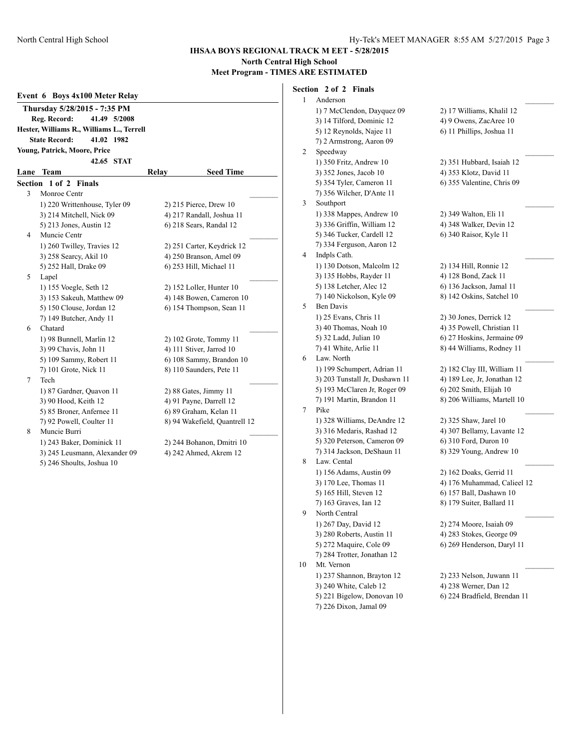## IHSAA BOYS REGIONAL TRACK M EET - 5/28/2015

**North Central High School**

**Meet Program - TIMES ARE ESTIMATED**

### Event 6 Boys 4x100 Meter Relay

**Thursday 5/28/2015 - 7:35 PM**

**Reg. Record:** 41.49 5/2008
**Hester, Williams R., Williams L., Terrell**
**State Record:** 41.02 1982
**Young, Patrick, Moore, Price**
42.65 STAT

| Lane | Team | Relay | Seed Time |
|---|---|---|---|

**Section 1 of 2 Finals**

3 Monroe Centr
1) 220 Writtenhouse, Tyler 09
2) 215 Pierce, Drew 10
3) 214 Mitchell, Nick 09
4) 217 Randall, Joshua 11
5) 213 Jones, Austin 12
6) 218 Sears, Randal 12

4 Muncie Centr
1) 260 Twilley, Travies 12
2) 251 Carter, Keydrick 12
3) 258 Searcy, Akil 10
4) 250 Branson, Amel 09
5) 252 Hall, Drake 09
6) 253 Hill, Michael 11

5 Lapel
1) 155 Voegle, Seth 12
2) 152 Loller, Hunter 10
3) 153 Sakeuh, Matthew 09
4) 148 Bowen, Cameron 10
5) 150 Clouse, Jordan 12
6) 154 Thompson, Sean 11
7) 149 Butcher, Andy 11

6 Chatard
1) 98 Bunnell, Marlin 12
2) 102 Grote, Tommy 11
3) 99 Chavis, John 11
4) 111 Stiver, Jarrod 10
5) 109 Sammy, Robert 11
6) 108 Sammy, Brandon 10
7) 101 Grote, Nick 11
8) 110 Saunders, Pete 11

7 Tech
1) 87 Gardner, Quavon 11
2) 88 Gates, Jimmy 11
3) 90 Hood, Keith 12
4) 91 Payne, Darrell 12
5) 85 Broner, Anfernee 11
6) 89 Graham, Kelan 11
7) 92 Powell, Coulter 11
8) 94 Wakefield, Quantrell 12

8 Muncie Burri
1) 243 Baker, Dominick 11
2) 244 Bohanon, Dmitri 10
3) 245 Leusmann, Alexander 09
4) 242 Ahmed, Akrem 12
5) 246 Shoults, Joshua 10

**Section 2 of 2 Finals**

1 Anderson
1) 7 McClendon, Dayquez 09
2) 17 Williams, Khalil 12
3) 14 Tilford, Dominic 12
4) 9 Owens, ZacAree 10
5) 12 Reynolds, Najee 11
6) 11 Phillips, Joshua 11
7) 2 Armstrong, Aaron 09

2 Speedway
1) 350 Fritz, Andrew 10
2) 351 Hubbard, Isaiah 12
3) 352 Jones, Jacob 10
4) 353 Klotz, David 11
5) 354 Tyler, Cameron 11
6) 355 Valentine, Chris 09
7) 356 Wilcher, D'Ante 11

3 Southport
1) 338 Mappes, Andrew 10
2) 349 Walton, Eli 11
3) 336 Griffin, William 12
4) 348 Walker, Devin 12
5) 346 Tucker, Cardell 12
6) 340 Raisor, Kyle 11
7) 334 Ferguson, Aaron 12

4 Indpls Cath.
1) 130 Dotson, Malcolm 12
2) 134 Hill, Ronnie 12
3) 135 Hobbs, Rayder 11
4) 128 Bond, Zack 11
5) 138 Letcher, Alec 12
6) 136 Jackson, Jamal 11
7) 140 Nickolson, Kyle 09
8) 142 Oskins, Satchel 10

5 Ben Davis
1) 25 Evans, Chris 11
2) 30 Jones, Derrick 12
3) 40 Thomas, Noah 10
4) 35 Powell, Christian 11
5) 32 Ladd, Julian 10
6) 27 Hoskins, Jermaine 09
7) 41 White, Arlie 11
8) 44 Williams, Rodney 11

6 Law. North
1) 199 Schumpert, Adrian 11
2) 182 Clay III, William 11
3) 203 Tunstall Jr, Dushawn 11
4) 189 Lee, Jr, Jonathan 12
5) 193 McClaren Jr, Roger 09
6) 202 Smith, Elijah 10
7) 191 Martin, Brandon 11
8) 206 Williams, Martell 10

7 Pike
1) 328 Williams, DeAndre 12
2) 325 Shaw, Jarel 10
3) 316 Medaris, Rashad 12
4) 307 Bellamy, Lavante 12
5) 320 Peterson, Cameron 09
6) 310 Ford, Duron 10
7) 314 Jackson, DeShaun 11
8) 329 Young, Andrew 10

8 Law. Cental
1) 156 Adams, Austin 09
2) 162 Doaks, Gerrid 11
3) 170 Lee, Thomas 11
4) 176 Muhammad, Calieel 12
5) 165 Hill, Steven 12
6) 157 Ball, Dashawn 10
7) 163 Graves, Ian 12
8) 179 Suiter, Ballard 11

9 North Central
1) 267 Day, David 12
2) 274 Moore, Isaiah 09
3) 280 Roberts, Austin 11
4) 283 Stokes, George 09
5) 272 Maquire, Cole 09
6) 269 Henderson, Daryl 11
7) 284 Trotter, Jonathan 12

10 Mt. Vernon
1) 237 Shannon, Brayton 12
2) 233 Nelson, Juwann 11
3) 240 White, Caleb 12
4) 238 Werner, Dan 12
5) 221 Bigelow, Donovan 10
6) 224 Bradfield, Brendan 11
7) 226 Dixon, Jamal 09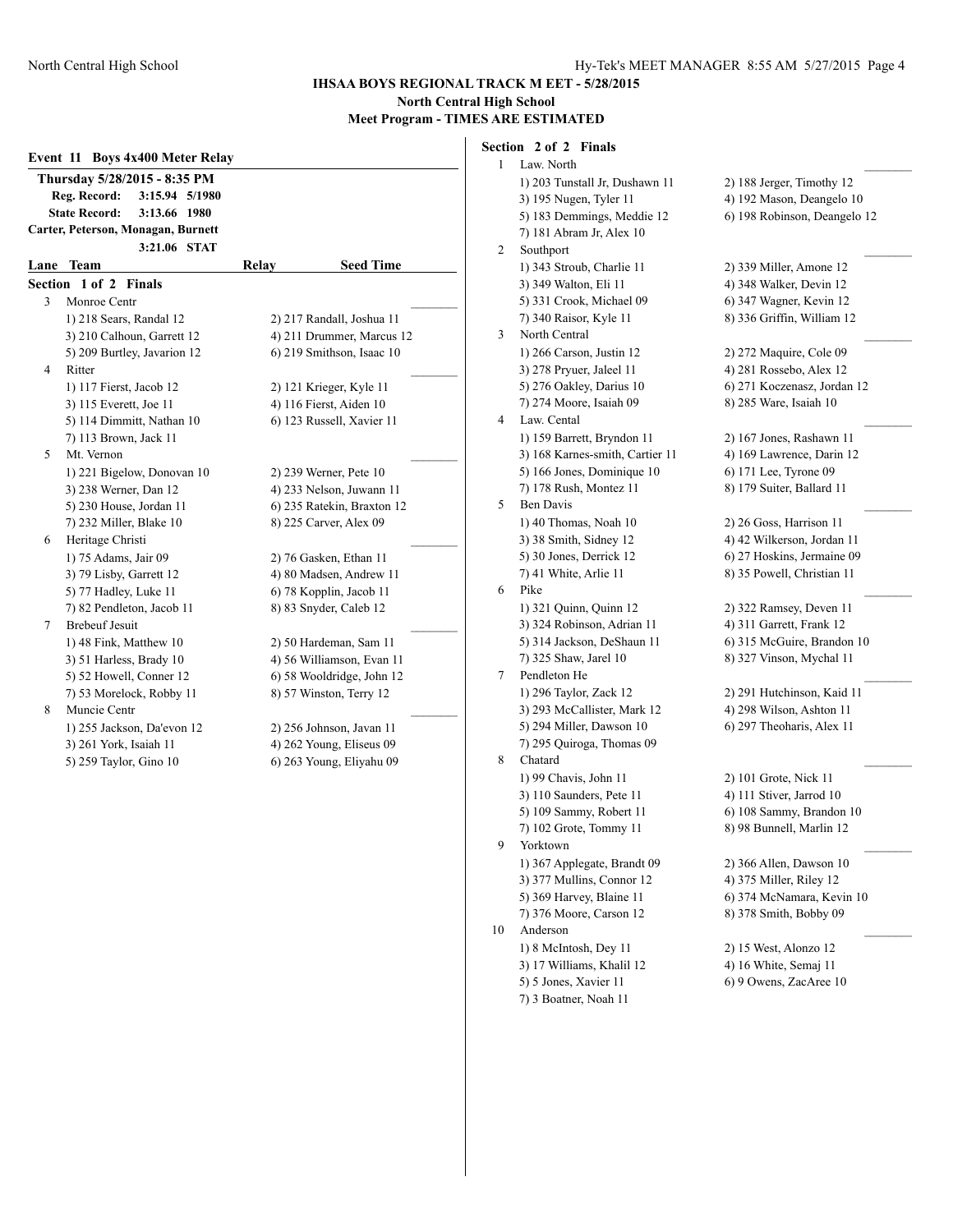## IHSAA BOYS REGIONAL TRACK M EET - 5/28/2015

**North Central High School**

**Meet Program - TIMES ARE ESTIMATED**

### Event 11 Boys 4x400 Meter Relay

**Thursday 5/28/2015 - 8:35 PM**

**Reg. Record:** 3:15.94 5/1980

**State Record:** 3:13.66 1980

Carter, Peterson, Monagan, Burnett

3:21.06 STAT

| Lane | Team | Relay | Seed Time |
|---|---|---|---|

**Section 1 of 2 Finals**

3 Monroe Centr _______
1) 218 Sears, Randal 12 2) 217 Randall, Joshua 11
3) 210 Calhoun, Garrett 12 4) 211 Drummer, Marcus 12
5) 209 Burtley, Javarion 12 6) 219 Smithson, Isaac 10

4 Ritter _______
1) 117 Fierst, Jacob 12 2) 121 Krieger, Kyle 11
3) 115 Everett, Joe 11 4) 116 Fierst, Aiden 10
5) 114 Dimmitt, Nathan 10 6) 123 Russell, Xavier 11
7) 113 Brown, Jack 11

5 Mt. Vernon _______
1) 221 Bigelow, Donovan 10 2) 239 Werner, Pete 10
3) 238 Werner, Dan 12 4) 233 Nelson, Juwann 11
5) 230 House, Jordan 11 6) 235 Ratekin, Braxton 12
7) 232 Miller, Blake 10 8) 225 Carver, Alex 09

6 Heritage Christi _______
1) 75 Adams, Jair 09 2) 76 Gasken, Ethan 11
3) 79 Lisby, Garrett 12 4) 80 Madsen, Andrew 11
5) 77 Hadley, Luke 11 6) 78 Kopplin, Jacob 11
7) 82 Pendleton, Jacob 11 8) 83 Snyder, Caleb 12

7 Brebeuf Jesuit _______
1) 48 Fink, Matthew 10 2) 50 Hardeman, Sam 11
3) 51 Harless, Brady 10 4) 56 Williamson, Evan 11
5) 52 Howell, Conner 12 6) 58 Wooldridge, John 12
7) 53 Morelock, Robby 11 8) 57 Winston, Terry 12

8 Muncie Centr _______
1) 255 Jackson, Da'evon 12 2) 256 Johnson, Javan 11
3) 261 York, Isaiah 11 4) 262 Young, Eliseus 09
5) 259 Taylor, Gino 10 6) 263 Young, Eliyahu 09

**Section 2 of 2 Finals**

1 Law. North _______
1) 203 Tunstall Jr, Dushawn 11 2) 188 Jerger, Timothy 12
3) 195 Nugen, Tyler 11 4) 192 Mason, Deangelo 10
5) 183 Demmings, Meddie 12 6) 198 Robinson, Deangelo 12
7) 181 Abram Jr, Alex 10

2 Southport _______
1) 343 Stroub, Charlie 11 2) 339 Miller, Amone 12
3) 349 Walton, Eli 11 4) 348 Walker, Devin 12
5) 331 Crook, Michael 09 6) 347 Wagner, Kevin 12
7) 340 Raisor, Kyle 11 8) 336 Griffin, William 12

3 North Central _______
1) 266 Carson, Justin 12 2) 272 Maquire, Cole 09
3) 278 Pryuer, Jaleel 11 4) 281 Rossebo, Alex 12
5) 276 Oakley, Darius 10 6) 271 Koczenasz, Jordan 12
7) 274 Moore, Isaiah 09 8) 285 Ware, Isaiah 10

4 Law. Cental _______
1) 159 Barrett, Bryndon 11 2) 167 Jones, Rashawn 11
3) 168 Karnes-smith, Cartier 11 4) 169 Lawrence, Darin 12
5) 166 Jones, Dominique 10 6) 171 Lee, Tyrone 09
7) 178 Rush, Montez 11 8) 179 Suiter, Ballard 11

5 Ben Davis _______
1) 40 Thomas, Noah 10 2) 26 Goss, Harrison 11
3) 38 Smith, Sidney 12 4) 42 Wilkerson, Jordan 11
5) 30 Jones, Derrick 12 6) 27 Hoskins, Jermaine 09
7) 41 White, Arlie 11 8) 35 Powell, Christian 11

6 Pike _______
1) 321 Quinn, Quinn 12 2) 322 Ramsey, Deven 11
3) 324 Robinson, Adrian 11 4) 311 Garrett, Frank 12
5) 314 Jackson, DeShaun 11 6) 315 McGuire, Brandon 10
7) 325 Shaw, Jarel 10 8) 327 Vinson, Mychal 11

7 Pendleton He _______
1) 296 Taylor, Zack 12 2) 291 Hutchinson, Kaid 11
3) 293 McCallister, Mark 12 4) 298 Wilson, Ashton 11
5) 294 Miller, Dawson 10 6) 297 Theoharis, Alex 11
7) 295 Quiroga, Thomas 09

8 Chatard _______
1) 99 Chavis, John 11 2) 101 Grote, Nick 11
3) 110 Saunders, Pete 11 4) 111 Stiver, Jarrod 10
5) 109 Sammy, Robert 11 6) 108 Sammy, Brandon 10
7) 102 Grote, Tommy 11 8) 98 Bunnell, Marlin 12

9 Yorktown _______
1) 367 Applegate, Brandt 09 2) 366 Allen, Dawson 10
3) 377 Mullins, Connor 12 4) 375 Miller, Riley 12
5) 369 Harvey, Blaine 11 6) 374 McNamara, Kevin 10
7) 376 Moore, Carson 12 8) 378 Smith, Bobby 09

10 Anderson _______
1) 8 McIntosh, Dey 11 2) 15 West, Alonzo 12
3) 17 Williams, Khalil 12 4) 16 White, Semaj 11
5) 5 Jones, Xavier 11 6) 9 Owens, ZacAree 10
7) 3 Boatner, Noah 11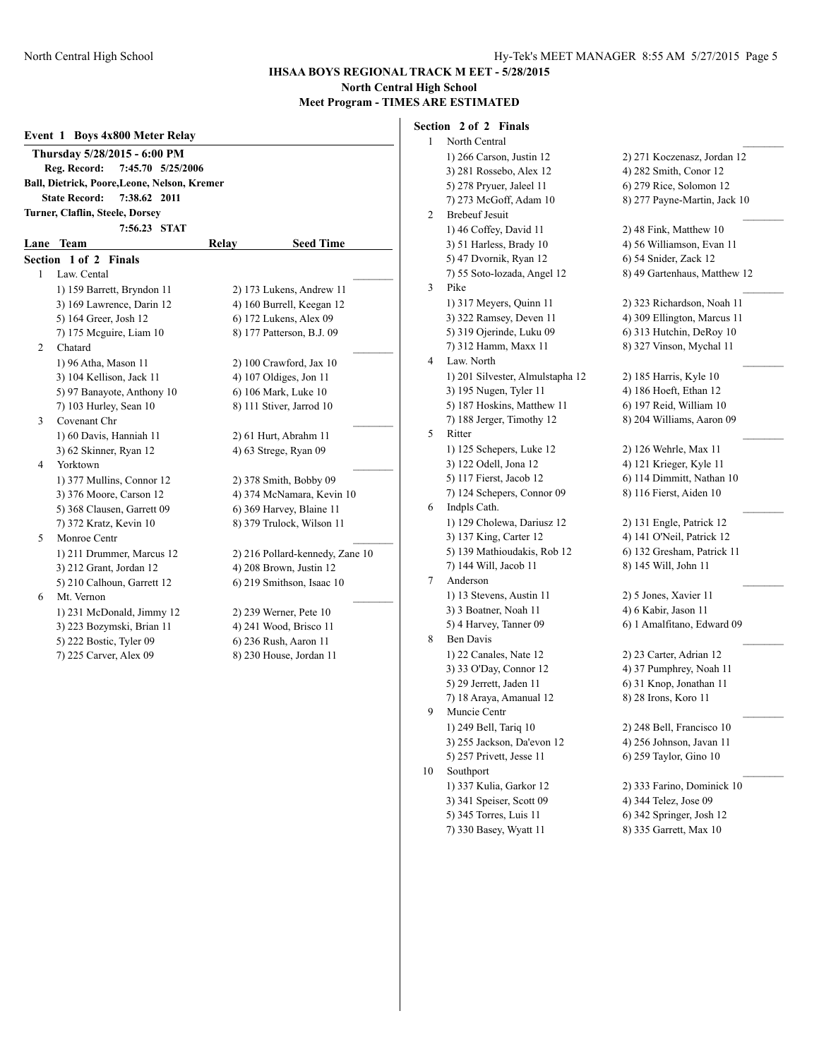## IHSAA BOYS REGIONAL TRACK M EET - 5/28/2015

**North Central High School**

**Meet Program - TIMES ARE ESTIMATED**

### Event 1 Boys 4x800 Meter Relay

**Thursday 5/28/2015 - 6:00 PM**

**Reg. Record: 7:45.70 5/25/2006**

**Ball, Dietrick, Poore,Leone, Nelson, Kremer**

**State Record: 7:38.62 2011**

**Turner, Claflin, Steele, Dorsey**

**7:56.23 STAT**

| Lane | Team | Relay | Seed Time |
|---|---|---|---|

**Section 1 of 2 Finals**

1 Law. Cental _______
- 1) 159 Barrett, Bryndon 11 — 2) 173 Lukens, Andrew 11
- 3) 169 Lawrence, Darin 12 — 4) 160 Burrell, Keegan 12
- 5) 164 Greer, Josh 12 — 6) 172 Lukens, Alex 09
- 7) 175 Mcguire, Liam 10 — 8) 177 Patterson, B.J. 09

2 Chatard _______
- 1) 96 Atha, Mason 11 — 2) 100 Crawford, Jax 10
- 3) 104 Kellison, Jack 11 — 4) 107 Oldiges, Jon 11
- 5) 97 Banayote, Anthony 10 — 6) 106 Mark, Luke 10
- 7) 103 Hurley, Sean 10 — 8) 111 Stiver, Jarrod 10

3 Covenant Chr _______
- 1) 60 Davis, Hanniah 11 — 2) 61 Hurt, Abrahm 11
- 3) 62 Skinner, Ryan 12 — 4) 63 Strege, Ryan 09

4 Yorktown _______
- 1) 377 Mullins, Connor 12 — 2) 378 Smith, Bobby 09
- 3) 376 Moore, Carson 12 — 4) 374 McNamara, Kevin 10
- 5) 368 Clausen, Garrett 09 — 6) 369 Harvey, Blaine 11
- 7) 372 Kratz, Kevin 10 — 8) 379 Trulock, Wilson 11

5 Monroe Centr _______
- 1) 211 Drummer, Marcus 12 — 2) 216 Pollard-kennedy, Zane 10
- 3) 212 Grant, Jordan 12 — 4) 208 Brown, Justin 12
- 5) 210 Calhoun, Garrett 12 — 6) 219 Smithson, Isaac 10

6 Mt. Vernon _______
- 1) 231 McDonald, Jimmy 12 — 2) 239 Werner, Pete 10
- 3) 223 Bozymski, Brian 11 — 4) 241 Wood, Brisco 11
- 5) 222 Bostic, Tyler 09 — 6) 236 Rush, Aaron 11
- 7) 225 Carver, Alex 09 — 8) 230 House, Jordan 11

**Section 2 of 2 Finals**

1 North Central _______
- 1) 266 Carson, Justin 12 — 2) 271 Koczenasz, Jordan 12
- 3) 281 Rossebo, Alex 12 — 4) 282 Smith, Conor 12
- 5) 278 Pryuer, Jaleel 11 — 6) 279 Rice, Solomon 12
- 7) 273 McGoff, Adam 10 — 8) 277 Payne-Martin, Jack 10

2 Brebeuf Jesuit _______
- 1) 46 Coffey, David 11 — 2) 48 Fink, Matthew 10
- 3) 51 Harless, Brady 10 — 4) 56 Williamson, Evan 11
- 5) 47 Dvornik, Ryan 12 — 6) 54 Snider, Zack 12
- 7) 55 Soto-lozada, Angel 12 — 8) 49 Gartenhaus, Matthew 12

3 Pike _______
- 1) 317 Meyers, Quinn 11 — 2) 323 Richardson, Noah 11
- 3) 322 Ramsey, Deven 11 — 4) 309 Ellington, Marcus 11
- 5) 319 Ojerinde, Luku 09 — 6) 313 Hutchin, DeRoy 10
- 7) 312 Hamm, Maxx 11 — 8) 327 Vinson, Mychal 11

4 Law. North _______
- 1) 201 Silvester, Almulstapha 12 — 2) 185 Harris, Kyle 10
- 3) 195 Nugen, Tyler 11 — 4) 186 Hoeft, Ethan 12
- 5) 187 Hoskins, Matthew 11 — 6) 197 Reid, William 10
- 7) 188 Jerger, Timothy 12 — 8) 204 Williams, Aaron 09

5 Ritter _______
- 1) 125 Schepers, Luke 12 — 2) 126 Wehrle, Max 11
- 3) 122 Odell, Jona 12 — 4) 121 Krieger, Kyle 11
- 5) 117 Fierst, Jacob 12 — 6) 114 Dimmitt, Nathan 10
- 7) 124 Schepers, Connor 09 — 8) 116 Fierst, Aiden 10

6 Indpls Cath. _______
- 1) 129 Cholewa, Dariusz 12 — 2) 131 Engle, Patrick 12
- 3) 137 King, Carter 12 — 4) 141 O'Neil, Patrick 12
- 5) 139 Mathioudakis, Rob 12 — 6) 132 Gresham, Patrick 11
- 7) 144 Will, Jacob 11 — 8) 145 Will, John 11

7 Anderson _______
- 1) 13 Stevens, Austin 11 — 2) 5 Jones, Xavier 11
- 3) 3 Boatner, Noah 11 — 4) 6 Kabir, Jason 11
- 5) 4 Harvey, Tanner 09 — 6) 1 Amalfitano, Edward 09

8 Ben Davis _______
- 1) 22 Canales, Nate 12 — 2) 23 Carter, Adrian 12
- 3) 33 O'Day, Connor 12 — 4) 37 Pumphrey, Noah 11
- 5) 29 Jerrett, Jaden 11 — 6) 31 Knop, Jonathan 11
- 7) 18 Araya, Amanual 12 — 8) 28 Irons, Koro 11

9 Muncie Centr _______
- 1) 249 Bell, Tariq 10 — 2) 248 Bell, Francisco 10
- 3) 255 Jackson, Da'evon 12 — 4) 256 Johnson, Javan 11
- 5) 257 Privett, Jesse 11 — 6) 259 Taylor, Gino 10

10 Southport _______
- 1) 337 Kulia, Garkor 12 — 2) 333 Farino, Dominick 10
- 3) 341 Speiser, Scott 09 — 4) 344 Telez, Jose 09
- 5) 345 Torres, Luis 11 — 6) 342 Springer, Josh 12
- 7) 330 Basey, Wyatt 11 — 8) 335 Garrett, Max 10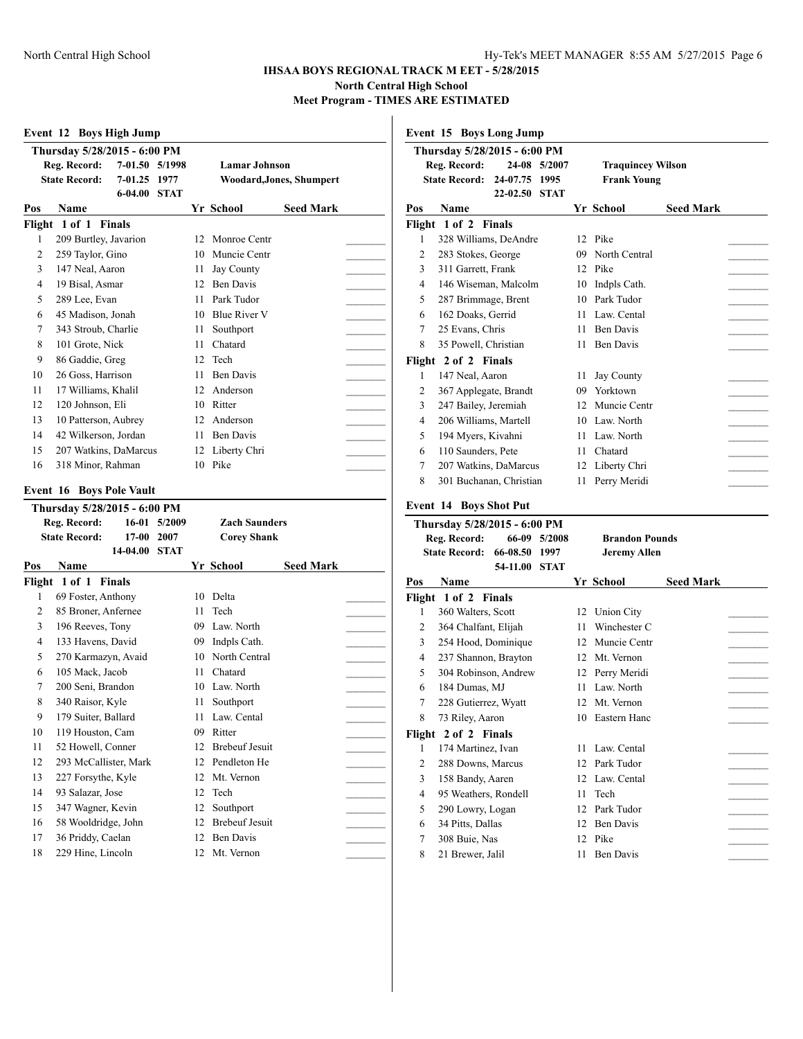## IHSAA BOYS REGIONAL TRACK M EET - 5/28/2015

**North Central High School**

**Meet Program - TIMES ARE ESTIMATED**

### Event 12 Boys High Jump

**Thursday 5/28/2015 - 6:00 PM**

| | | | |
|---|---|---|---|
| **Reg. Record:** | **7-01.50** | **5/1998** | **Lamar Johnson** |
| **State Record:** | **7-01.25** | **1977** | **Woodard,Jones, Shumpert** |
| | **6-04.00** | **STAT** | |

| Pos | Name | Yr | School | Seed Mark |
|---|---|---|---|---|
| **Flight 1 of 1 Finals** | | | | |
| 1 | 209 Burtley, Javarion | 12 | Monroe Centr | _______ |
| 2 | 259 Taylor, Gino | 10 | Muncie Centr | _______ |
| 3 | 147 Neal, Aaron | 11 | Jay County | _______ |
| 4 | 19 Bisal, Asmar | 12 | Ben Davis | _______ |
| 5 | 289 Lee, Evan | 11 | Park Tudor | _______ |
| 6 | 45 Madison, Jonah | 10 | Blue River V | _______ |
| 7 | 343 Stroub, Charlie | 11 | Southport | _______ |
| 8 | 101 Grote, Nick | 11 | Chatard | _______ |
| 9 | 86 Gaddie, Greg | 12 | Tech | _______ |
| 10 | 26 Goss, Harrison | 11 | Ben Davis | _______ |
| 11 | 17 Williams, Khalil | 12 | Anderson | _______ |
| 12 | 120 Johnson, Eli | 10 | Ritter | _______ |
| 13 | 10 Patterson, Aubrey | 12 | Anderson | _______ |
| 14 | 42 Wilkerson, Jordan | 11 | Ben Davis | _______ |
| 15 | 207 Watkins, DaMarcus | 12 | Liberty Chri | _______ |
| 16 | 318 Minor, Rahman | 10 | Pike | _______ |

### Event 16 Boys Pole Vault

**Thursday 5/28/2015 - 6:00 PM**

| | | | |
|---|---|---|---|
| **Reg. Record:** | **16-01** | **5/2009** | **Zach Saunders** |
| **State Record:** | **17-00** | **2007** | **Corey Shank** |
| | **14-04.00** | **STAT** | |

| Pos | Name | Yr | School | Seed Mark |
|---|---|---|---|---|
| **Flight 1 of 1 Finals** | | | | |
| 1 | 69 Foster, Anthony | 10 | Delta | _______ |
| 2 | 85 Broner, Anfernee | 11 | Tech | _______ |
| 3 | 196 Reeves, Tony | 09 | Law. North | _______ |
| 4 | 133 Havens, David | 09 | Indpls Cath. | _______ |
| 5 | 270 Karmazyn, Avaid | 10 | North Central | _______ |
| 6 | 105 Mack, Jacob | 11 | Chatard | _______ |
| 7 | 200 Seni, Brandon | 10 | Law. North | _______ |
| 8 | 340 Raisor, Kyle | 11 | Southport | _______ |
| 9 | 179 Suiter, Ballard | 11 | Law. Cental | _______ |
| 10 | 119 Houston, Cam | 09 | Ritter | _______ |
| 11 | 52 Howell, Conner | 12 | Brebeuf Jesuit | _______ |
| 12 | 293 McCallister, Mark | 12 | Pendleton He | _______ |
| 13 | 227 Forsythe, Kyle | 12 | Mt. Vernon | _______ |
| 14 | 93 Salazar, Jose | 12 | Tech | _______ |
| 15 | 347 Wagner, Kevin | 12 | Southport | _______ |
| 16 | 58 Wooldridge, John | 12 | Brebeuf Jesuit | _______ |
| 17 | 36 Priddy, Caelan | 12 | Ben Davis | _______ |
| 18 | 229 Hine, Lincoln | 12 | Mt. Vernon | _______ |

### Event 15 Boys Long Jump

**Thursday 5/28/2015 - 6:00 PM**

| | | | |
|---|---|---|---|
| **Reg. Record:** | **24-08** | **5/2007** | **Traquincey Wilson** |
| **State Record:** | **24-07.75** | **1995** | **Frank Young** |
| | **22-02.50** | **STAT** | |

| Pos | Name | Yr | School | Seed Mark |
|---|---|---|---|---|
| **Flight 1 of 2 Finals** | | | | |
| 1 | 328 Williams, DeAndre | 12 | Pike | _______ |
| 2 | 283 Stokes, George | 09 | North Central | _______ |
| 3 | 311 Garrett, Frank | 12 | Pike | _______ |
| 4 | 146 Wiseman, Malcolm | 10 | Indpls Cath. | _______ |
| 5 | 287 Brimmage, Brent | 10 | Park Tudor | _______ |
| 6 | 162 Doaks, Gerrid | 11 | Law. Cental | _______ |
| 7 | 25 Evans, Chris | 11 | Ben Davis | _______ |
| 8 | 35 Powell, Christian | 11 | Ben Davis | _______ |
| **Flight 2 of 2 Finals** | | | | |
| 1 | 147 Neal, Aaron | 11 | Jay County | _______ |
| 2 | 367 Applegate, Brandt | 09 | Yorktown | _______ |
| 3 | 247 Bailey, Jeremiah | 12 | Muncie Centr | _______ |
| 4 | 206 Williams, Martell | 10 | Law. North | _______ |
| 5 | 194 Myers, Kivahni | 11 | Law. North | _______ |
| 6 | 110 Saunders, Pete | 11 | Chatard | _______ |
| 7 | 207 Watkins, DaMarcus | 12 | Liberty Chri | _______ |
| 8 | 301 Buchanan, Christian | 11 | Perry Meridi | _______ |

### Event 14 Boys Shot Put

**Thursday 5/28/2015 - 6:00 PM**

| | | | |
|---|---|---|---|
| **Reg. Record:** | **66-09** | **5/2008** | **Brandon Pounds** |
| **State Record:** | **66-08.50** | **1997** | **Jeremy Allen** |
| | **54-11.00** | **STAT** | |

| Pos | Name | Yr | School | Seed Mark |
|---|---|---|---|---|
| **Flight 1 of 2 Finals** | | | | |
| 1 | 360 Walters, Scott | 12 | Union City | _______ |
| 2 | 364 Chalfant, Elijah | 11 | Winchester C | _______ |
| 3 | 254 Hood, Dominique | 12 | Muncie Centr | _______ |
| 4 | 237 Shannon, Brayton | 12 | Mt. Vernon | _______ |
| 5 | 304 Robinson, Andrew | 12 | Perry Meridi | _______ |
| 6 | 184 Dumas, MJ | 11 | Law. North | _______ |
| 7 | 228 Gutierrez, Wyatt | 12 | Mt. Vernon | _______ |
| 8 | 73 Riley, Aaron | 10 | Eastern Hanc | _______ |
| **Flight 2 of 2 Finals** | | | | |
| 1 | 174 Martinez, Ivan | 11 | Law. Cental | _______ |
| 2 | 288 Downs, Marcus | 12 | Park Tudor | _______ |
| 3 | 158 Bandy, Aaren | 12 | Law. Cental | _______ |
| 4 | 95 Weathers, Rondell | 11 | Tech | _______ |
| 5 | 290 Lowry, Logan | 12 | Park Tudor | _______ |
| 6 | 34 Pitts, Dallas | 12 | Ben Davis | _______ |
| 7 | 308 Buie, Nas | 12 | Pike | _______ |
| 8 | 21 Brewer, Jalil | 11 | Ben Davis | _______ |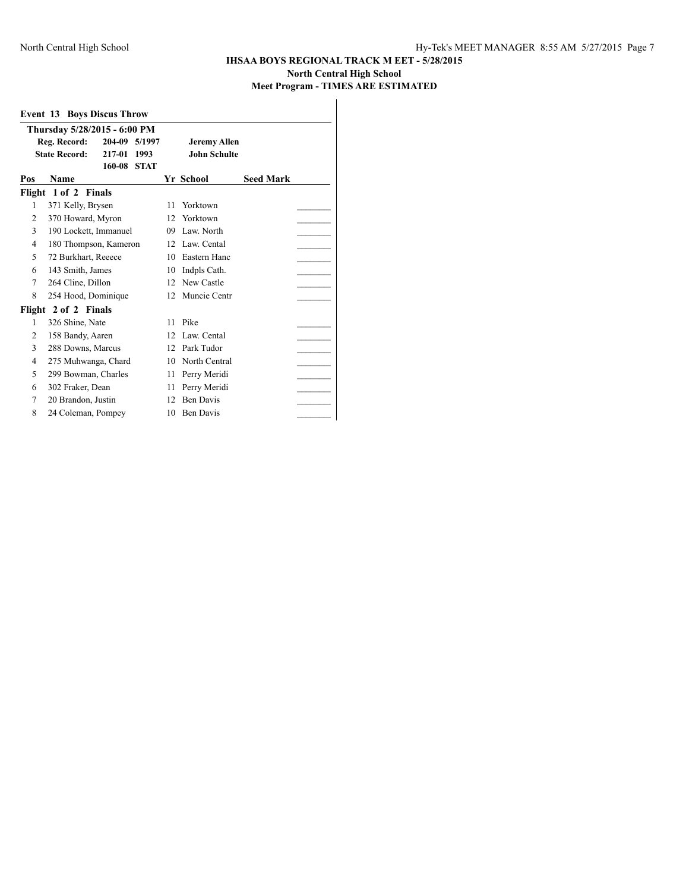## IHSAA BOYS REGIONAL TRACK M EET - 5/28/2015

**North Central High School**

**Meet Program - TIMES ARE ESTIMATED**

### Event 13 Boys Discus Throw

**Thursday 5/28/2015 - 6:00 PM**

| | | | |
|---|---|---|---|
| **Reg. Record:** | **204-09** | **5/1997** | **Jeremy Allen** |
| **State Record:** | **217-01** | **1993** | **John Schulte** |
| | **160-08** | **STAT** | |

| Pos | Name | Yr | School | Seed Mark | |
|---|---|---|---|---|---|
| **Flight 1 of 2 Finals** | | | | | |
| 1 | 371 Kelly, Brysen | 11 | Yorktown | | _______ |
| 2 | 370 Howard, Myron | 12 | Yorktown | | _______ |
| 3 | 190 Lockett, Immanuel | 09 | Law. North | | _______ |
| 4 | 180 Thompson, Kameron | 12 | Law. Cental | | _______ |
| 5 | 72 Burkhart, Reeece | 10 | Eastern Hanc | | _______ |
| 6 | 143 Smith, James | 10 | Indpls Cath. | | _______ |
| 7 | 264 Cline, Dillon | 12 | New Castle | | _______ |
| 8 | 254 Hood, Dominique | 12 | Muncie Centr | | _______ |
| **Flight 2 of 2 Finals** | | | | | |
| 1 | 326 Shine, Nate | 11 | Pike | | _______ |
| 2 | 158 Bandy, Aaren | 12 | Law. Cental | | _______ |
| 3 | 288 Downs, Marcus | 12 | Park Tudor | | _______ |
| 4 | 275 Muhwanga, Chard | 10 | North Central | | _______ |
| 5 | 299 Bowman, Charles | 11 | Perry Meridi | | _______ |
| 6 | 302 Fraker, Dean | 11 | Perry Meridi | | _______ |
| 7 | 20 Brandon, Justin | 12 | Ben Davis | | _______ |
| 8 | 24 Coleman, Pompey | 10 | Ben Davis | | _______ |